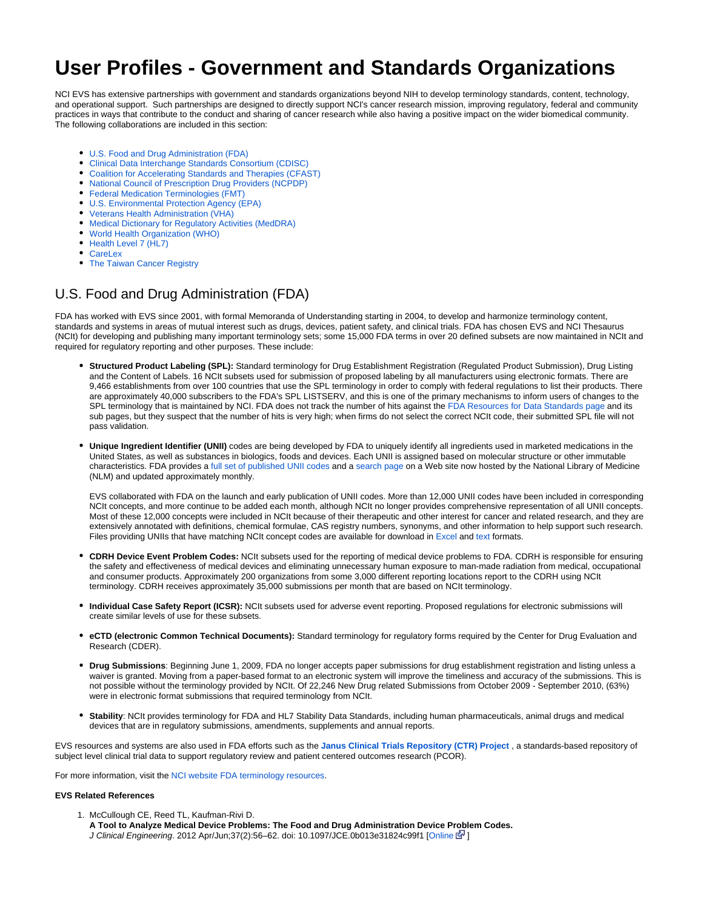# User Profiles - Government and Standards Organizations

NCI EVS has extensive partnerships with government and standards organizations beyond NIH to develop terminology standards, content, technology, and operational support. Such partnerships are designed to directly support NCI's cancer research mission, improving regulatory, federal and community practices in ways that contribute to the conduct and sharing of cancer research while also having a positive impact on the wider biomedical community. The following collaborations are included in this section:

- U.S. Food and Drug Administration (FDA)
- Clinical Data Interchange Standards Consortium (CDISC)
- Coalition for Accelerating Standards and Therapies (CFAST)
- National Council of Prescription Drug Providers (NCPDP)
- Federal Medication Terminologies (FMT)
- U.S. Environmental Protection Agency (EPA)
- Veterans Health Administration (VHA)
- Medical Dictionary for Regulatory Activities (MedDRA)
- World Health Organization (WHO)
- Health Level 7 (HL7)
- CareLex
- The Taiwan Cancer Registry

## U.S. Food and Drug Administration (FDA)

FDA has worked with EVS since 2001, with formal Memoranda of Understanding starting in 2004, to develop and harmonize terminology content, standards and systems in areas of mutual interest such as drugs, devices, patient safety, and clinical trials. FDA has chosen EVS and NCI Thesaurus (NCIt) for developing and publishing many important terminology sets; some 15,000 FDA terms in over 20 defined subsets are now maintained in NCIt and required for regulatory reporting and other purposes. These include:

- **Structured Product Labeling (SPL):** Standard terminology for Drug Establishment Registration (Regulated Product Submission), Drug Listing and the Content of Labels. 16 NCIt subsets used for submission of proposed labeling by all manufacturers using electronic formats. There are 9,466 establishments from over 100 countries that use the SPL terminology in order to comply with federal regulations to list their products. There are approximately 40,000 subscribers to the FDA's SPL LISTSERV, and this is one of the primary mechanisms to inform users of changes to the SPL terminology that is maintained by NCI. FDA does not track the number of hits against the FDA Resources for Data Standards page and its sub pages, but they suspect that the number of hits is very high; when firms do not select the correct NCIt code, their submitted SPL file will not pass validation.

- **Unique Ingredient Identifier (UNII)** codes are being developed by FDA to uniquely identify all ingredients used in marketed medications in the United States, as well as substances in biologics, foods and devices. Each UNII is assigned based on molecular structure or other immutable characteristics. FDA provides a full set of published UNII codes and a search page on a Web site now hosted by the National Library of Medicine (NLM) and updated approximately monthly.

  EVS collaborated with FDA on the launch and early publication of UNII codes. More than 12,000 UNII codes have been included in corresponding NCIt concepts, and more continue to be added each month, although NCIt no longer provides comprehensive representation of all UNII concepts. Most of these 12,000 concepts were included in NCIt because of their therapeutic and other interest for cancer and related research, and they are extensively annotated with definitions, chemical formulae, CAS registry numbers, synonyms, and other information to help support such research. Files providing UNIIs that have matching NCIt concept codes are available for download in Excel and text formats.

- **CDRH Device Event Problem Codes:** NCIt subsets used for the reporting of medical device problems to FDA. CDRH is responsible for ensuring the safety and effectiveness of medical devices and eliminating unnecessary human exposure to man-made radiation from medical, occupational and consumer products. Approximately 200 organizations from some 3,000 different reporting locations report to the CDRH using NCIt terminology. CDRH receives approximately 35,000 submissions per month that are based on NCIt terminology.

- **Individual Case Safety Report (ICSR):** NCIt subsets used for adverse event reporting. Proposed regulations for electronic submissions will create similar levels of use for these subsets.

- **eCTD (electronic Common Technical Documents):** Standard terminology for regulatory forms required by the Center for Drug Evaluation and Research (CDER).

- **Drug Submissions**: Beginning June 1, 2009, FDA no longer accepts paper submissions for drug establishment registration and listing unless a waiver is granted. Moving from a paper-based format to an electronic system will improve the timeliness and accuracy of the submissions. This is not possible without the terminology provided by NCIt. Of 22,246 New Drug related Submissions from October 2009 - September 2010, (63%) were in electronic format submissions that required terminology from NCIt.

- **Stability**: NCIt provides terminology for FDA and HL7 Stability Data Standards, including human pharmaceuticals, animal drugs and medical devices that are in regulatory submissions, amendments, supplements and annual reports.

EVS resources and systems are also used in FDA efforts such as the **Janus Clinical Trials Repository (CTR) Project** , a standards-based repository of subject level clinical trial data to support regulatory review and patient centered outcomes research (PCOR).

For more information, visit the NCI website FDA terminology resources.

**EVS Related References**

1. McCullough CE, Reed TL, Kaufman-Rivi D.
   **A Tool to Analyze Medical Device Problems: The Food and Drug Administration Device Problem Codes.**
   *J Clinical Engineering*. 2012 Apr/Jun;37(2):56–62. doi: 10.1097/JCE.0b013e31824c99f1 [Online ]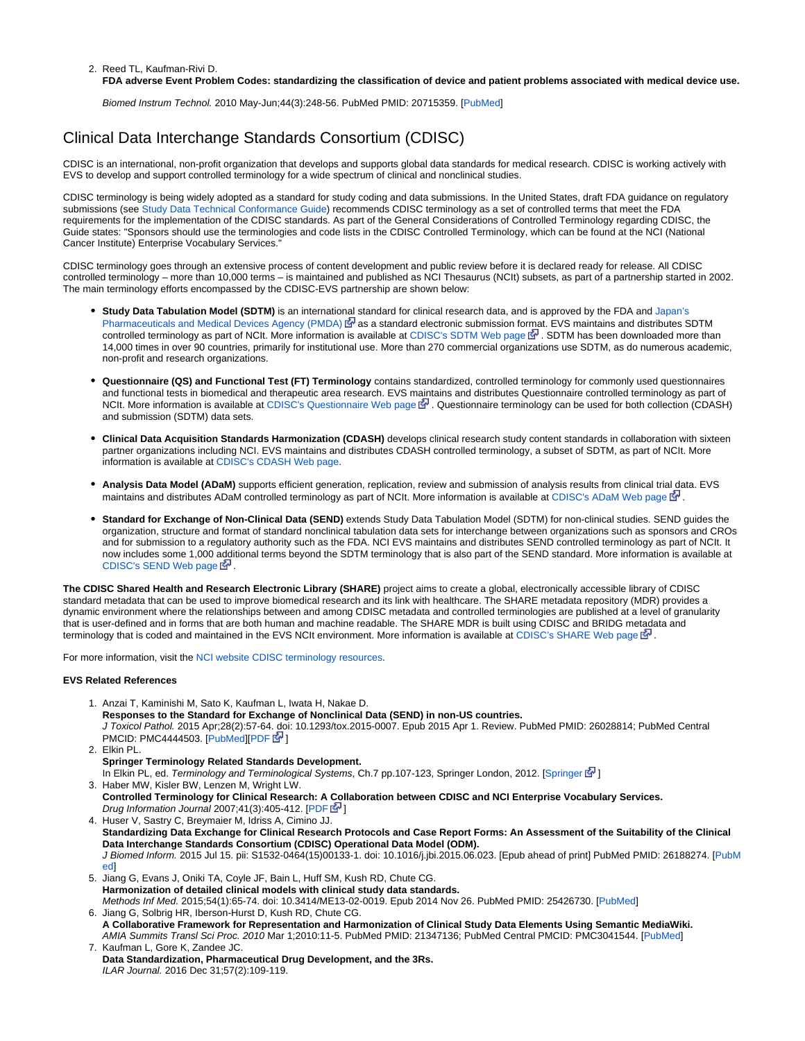2. Reed TL, Kaufman-Rivi D.
   **FDA adverse Event Problem Codes: standardizing the classification of device and patient problems associated with medical device use.**

   *Biomed Instrum Technol.* 2010 May-Jun;44(3):248-56. PubMed PMID: 20715359. [PubMed]

# Clinical Data Interchange Standards Consortium (CDISC)

CDISC is an international, non-profit organization that develops and supports global data standards for medical research. CDISC is working actively with EVS to develop and support controlled terminology for a wide spectrum of clinical and nonclinical studies.

CDISC terminology is being widely adopted as a standard for study coding and data submissions. In the United States, draft FDA guidance on regulatory submissions (see Study Data Technical Conformance Guide) recommends CDISC terminology as a set of controlled terms that meet the FDA requirements for the implementation of the CDISC standards. As part of the General Considerations of Controlled Terminology regarding CDISC, the Guide states: "Sponsors should use the terminologies and code lists in the CDISC Controlled Terminology, which can be found at the NCI (National Cancer Institute) Enterprise Vocabulary Services."

CDISC terminology goes through an extensive process of content development and public review before it is declared ready for release. All CDISC controlled terminology – more than 10,000 terms – is maintained and published as NCI Thesaurus (NCIt) subsets, as part of a partnership started in 2002. The main terminology efforts encompassed by the CDISC-EVS partnership are shown below:

- **Study Data Tabulation Model (SDTM)** is an international standard for clinical research data, and is approved by the FDA and Japan's Pharmaceuticals and Medical Devices Agency (PMDA) as a standard electronic submission format. EVS maintains and distributes SDTM controlled terminology as part of NCIt. More information is available at CDISC's SDTM Web page. SDTM has been downloaded more than 14,000 times in over 90 countries, primarily for institutional use. More than 270 commercial organizations use SDTM, as do numerous academic, non-profit and research organizations.

- **Questionnaire (QS) and Functional Test (FT) Terminology** contains standardized, controlled terminology for commonly used questionnaires and functional tests in biomedical and therapeutic area research. EVS maintains and distributes Questionnaire controlled terminology as part of NCIt. More information is available at CDISC's Questionnaire Web page. Questionnaire terminology can be used for both collection (CDASH) and submission (SDTM) data sets.

- **Clinical Data Acquisition Standards Harmonization (CDASH)** develops clinical research study content standards in collaboration with sixteen partner organizations including NCI. EVS maintains and distributes CDASH controlled terminology, a subset of SDTM, as part of NCIt. More information is available at CDISC's CDASH Web page.

- **Analysis Data Model (ADaM)** supports efficient generation, replication, review and submission of analysis results from clinical trial data. EVS maintains and distributes ADaM controlled terminology as part of NCIt. More information is available at CDISC's ADaM Web page.

- **Standard for Exchange of Non-Clinical Data (SEND)** extends Study Data Tabulation Model (SDTM) for non-clinical studies. SEND guides the organization, structure and format of standard nonclinical tabulation data sets for interchange between organizations such as sponsors and CROs and for submission to a regulatory authority such as the FDA. NCI EVS maintains and distributes SEND controlled terminology as part of NCIt. It now includes some 1,000 additional terms beyond the SDTM terminology that is also part of the SEND standard. More information is available at CDISC's SEND Web page.

**The CDISC Shared Health and Research Electronic Library (SHARE)** project aims to create a global, electronically accessible library of CDISC standard metadata that can be used to improve biomedical research and its link with healthcare. The SHARE metadata repository (MDR) provides a dynamic environment where the relationships between and among CDISC metadata and controlled terminologies are published at a level of granularity that is user-defined and in forms that are both human and machine readable. The SHARE MDR is built using CDISC and BRIDG metadata and terminology that is coded and maintained in the EVS NCIt environment. More information is available at CDISC's SHARE Web page.

For more information, visit the NCI website CDISC terminology resources.

**EVS Related References**

1. Anzai T, Kaminishi M, Sato K, Kaufman L, Iwata H, Nakae D.
   **Responses to the Standard for Exchange of Nonclinical Data (SEND) in non-US countries.**
   *J Toxicol Pathol.* 2015 Apr;28(2):57-64. doi: 10.1293/tox.2015-0007. Epub 2015 Apr 1. Review. PubMed PMID: 26028814; PubMed Central PMCID: PMC4444503. [PubMed][PDF]
2. Elkin PL.
   **Springer Terminology Related Standards Development.**
   In Elkin PL, ed. *Terminology and Terminological Systems*, Ch.7 pp.107-123, Springer London, 2012. [Springer]
3. Haber MW, Kisler BW, Lenzen M, Wright LW.
   **Controlled Terminology for Clinical Research: A Collaboration between CDISC and NCI Enterprise Vocabulary Services.**
   *Drug Information Journal* 2007;41(3):405-412. [PDF]
4. Huser V, Sastry C, Breymaier M, Idriss A, Cimino JJ.
   **Standardizing Data Exchange for Clinical Research Protocols and Case Report Forms: An Assessment of the Suitability of the Clinical Data Interchange Standards Consortium (CDISC) Operational Data Model (ODM).**
   *J Biomed Inform.* 2015 Jul 15. pii: S1532-0464(15)00133-1. doi: 10.1016/j.jbi.2015.06.023. [Epub ahead of print] PubMed PMID: 26188274. [PubMed]
5. Jiang G, Evans J, Oniki TA, Coyle JF, Bain L, Huff SM, Kush RD, Chute CG.
   **Harmonization of detailed clinical models with clinical study data standards.**
   *Methods Inf Med.* 2015;54(1):65-74. doi: 10.3414/ME13-02-0019. Epub 2014 Nov 26. PubMed PMID: 25426730. [PubMed]
6. Jiang G, Solbrig HR, Iberson-Hurst D, Kush RD, Chute CG.
   **A Collaborative Framework for Representation and Harmonization of Clinical Study Data Elements Using Semantic MediaWiki.**
   *AMIA Summits Transl Sci Proc. 2010* Mar 1;2010:11-5. PubMed PMID: 21347136; PubMed Central PMCID: PMC3041544. [PubMed]
7. Kaufman L, Gore K, Zandee JC.
   **Data Standardization, Pharmaceutical Drug Development, and the 3Rs.**
   *ILAR Journal.* 2016 Dec 31;57(2):109-119.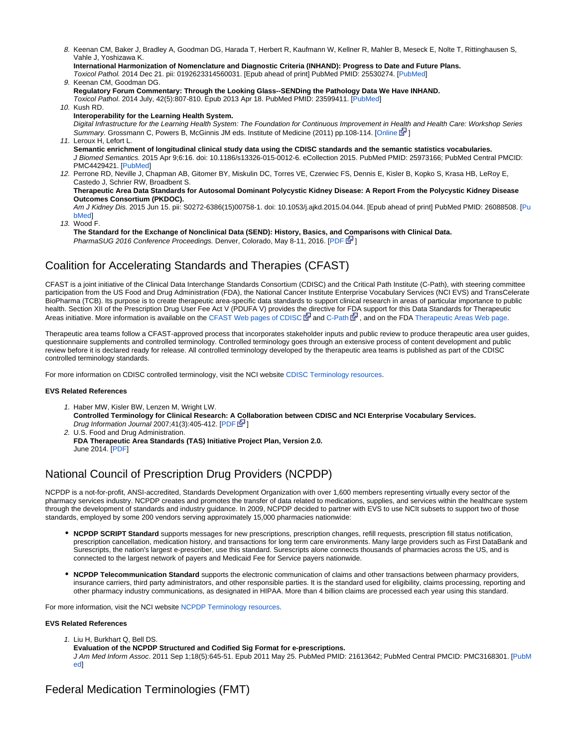8. Keenan CM, Baker J, Bradley A, Goodman DG, Harada T, Herbert R, Kaufmann W, Kellner R, Mahler B, Meseck E, Nolte T, Rittinghausen S, Vahle J, Yoshizawa K.
   **International Harmonization of Nomenclature and Diagnostic Criteria (INHAND): Progress to Date and Future Plans.**
   *Toxicol Pathol.* 2014 Dec 21. pii: 0192623314560031. [Epub ahead of print] PubMed PMID: 25530274. [PubMed]
9. Keenan CM, Goodman DG.
   **Regulatory Forum Commentary: Through the Looking Glass--SENDing the Pathology Data We Have INHAND.**
   *Toxicol Pathol.* 2014 July, 42(5):807-810. Epub 2013 Apr 18. PubMed PMID: 23599411. [PubMed]
10. Kush RD.
    **Interoperability for the Learning Health System.**
    *Digital Infrastructure for the Learning Health System: The Foundation for Continuous Improvement in Health and Health Care: Workshop Series Summary.* Grossmann C, Powers B, McGinnis JM eds. Institute of Medicine (2011) pp.108-114. [Online]
11. Leroux H, Lefort L.
    **Semantic enrichment of longitudinal clinical study data using the CDISC standards and the semantic statistics vocabularies.**
    *J Biomed Semantics.* 2015 Apr 9;6:16. doi: 10.1186/s13326-015-0012-6. eCollection 2015. PubMed PMID: 25973166; PubMed Central PMCID: PMC4429421. [PubMed]
12. Perrone RD, Neville J, Chapman AB, Gitomer BY, Miskulin DC, Torres VE, Czerwiec FS, Dennis E, Kisler B, Kopko S, Krasa HB, LeRoy E, Castedo J, Schrier RW, Broadbent S.
    **Therapeutic Area Data Standards for Autosomal Dominant Polycystic Kidney Disease: A Report From the Polycystic Kidney Disease Outcomes Consortium (PKDOC).**
    *Am J Kidney Dis.* 2015 Jun 15. pii: S0272-6386(15)00758-1. doi: 10.1053/j.ajkd.2015.04.044. [Epub ahead of print] PubMed PMID: 26088508. [PubMed]
13. Wood F.
    **The Standard for the Exchange of Nonclinical Data (SEND): History, Basics, and Comparisons with Clinical Data.**
    *PharmaSUG 2016 Conference Proceedings.* Denver, Colorado, May 8-11, 2016. [PDF]

## Coalition for Accelerating Standards and Therapies (CFAST)

CFAST is a joint initiative of the Clinical Data Interchange Standards Consortium (CDISC) and the Critical Path Institute (C-Path), with steering committee participation from the US Food and Drug Administration (FDA), the National Cancer Institute Enterprise Vocabulary Services (NCI EVS) and TransCelerate BioPharma (TCB). Its purpose is to create therapeutic area-specific data standards to support clinical research in areas of particular importance to public health. Section XII of the Prescription Drug User Fee Act V (PDUFA V) provides the directive for FDA support for this Data Standards for Therapeutic Areas initiative. More information is available on the CFAST Web pages of CDISC and C-Path, and on the FDA Therapeutic Areas Web page.

Therapeutic area teams follow a CFAST-approved process that incorporates stakeholder inputs and public review to produce therapeutic area user guides, questionnaire supplements and controlled terminology. Controlled terminology goes through an extensive process of content development and public review before it is declared ready for release. All controlled terminology developed by the therapeutic area teams is published as part of the CDISC controlled terminology standards.

For more information on CDISC controlled terminology, visit the NCI website CDISC Terminology resources.

#### EVS Related References

1. Haber MW, Kisler BW, Lenzen M, Wright LW.
   **Controlled Terminology for Clinical Research: A Collaboration between CDISC and NCI Enterprise Vocabulary Services.**
   *Drug Information Journal* 2007;41(3):405-412. [PDF]
2. U.S. Food and Drug Administration.
   **FDA Therapeutic Area Standards (TAS) Initiative Project Plan, Version 2.0.**
   June 2014. [PDF]

## National Council of Prescription Drug Providers (NCPDP)

NCPDP is a not-for-profit, ANSI-accredited, Standards Development Organization with over 1,600 members representing virtually every sector of the pharmacy services industry. NCPDP creates and promotes the transfer of data related to medications, supplies, and services within the healthcare system through the development of standards and industry guidance. In 2009, NCPDP decided to partner with EVS to use NCIt subsets to support two of those standards, employed by some 200 vendors serving approximately 15,000 pharmacies nationwide:

- **NCPDP SCRIPT Standard** supports messages for new prescriptions, prescription changes, refill requests, prescription fill status notification, prescription cancellation, medication history, and transactions for long term care environments. Many large providers such as First DataBank and Surescripts, the nation's largest e-prescriber, use this standard. Surescripts alone connects thousands of pharmacies across the US, and is connected to the largest network of payers and Medicaid Fee for Service payers nationwide.

- **NCPDP Telecommunication Standard** supports the electronic communication of claims and other transactions between pharmacy providers, insurance carriers, third party administrators, and other responsible parties. It is the standard used for eligibility, claims processing, reporting and other pharmacy industry communications, as designated in HIPAA. More than 4 billion claims are processed each year using this standard.

For more information, visit the NCI website NCPDP Terminology resources.

#### EVS Related References

1. Liu H, Burkhart Q, Bell DS.
   **Evaluation of the NCPDP Structured and Codified Sig Format for e-prescriptions.**
   *J Am Med Inform Assoc*. 2011 Sep 1;18(5):645-51. Epub 2011 May 25. PubMed PMID: 21613642; PubMed Central PMCID: PMC3168301. [PubMed]

## Federal Medication Terminologies (FMT)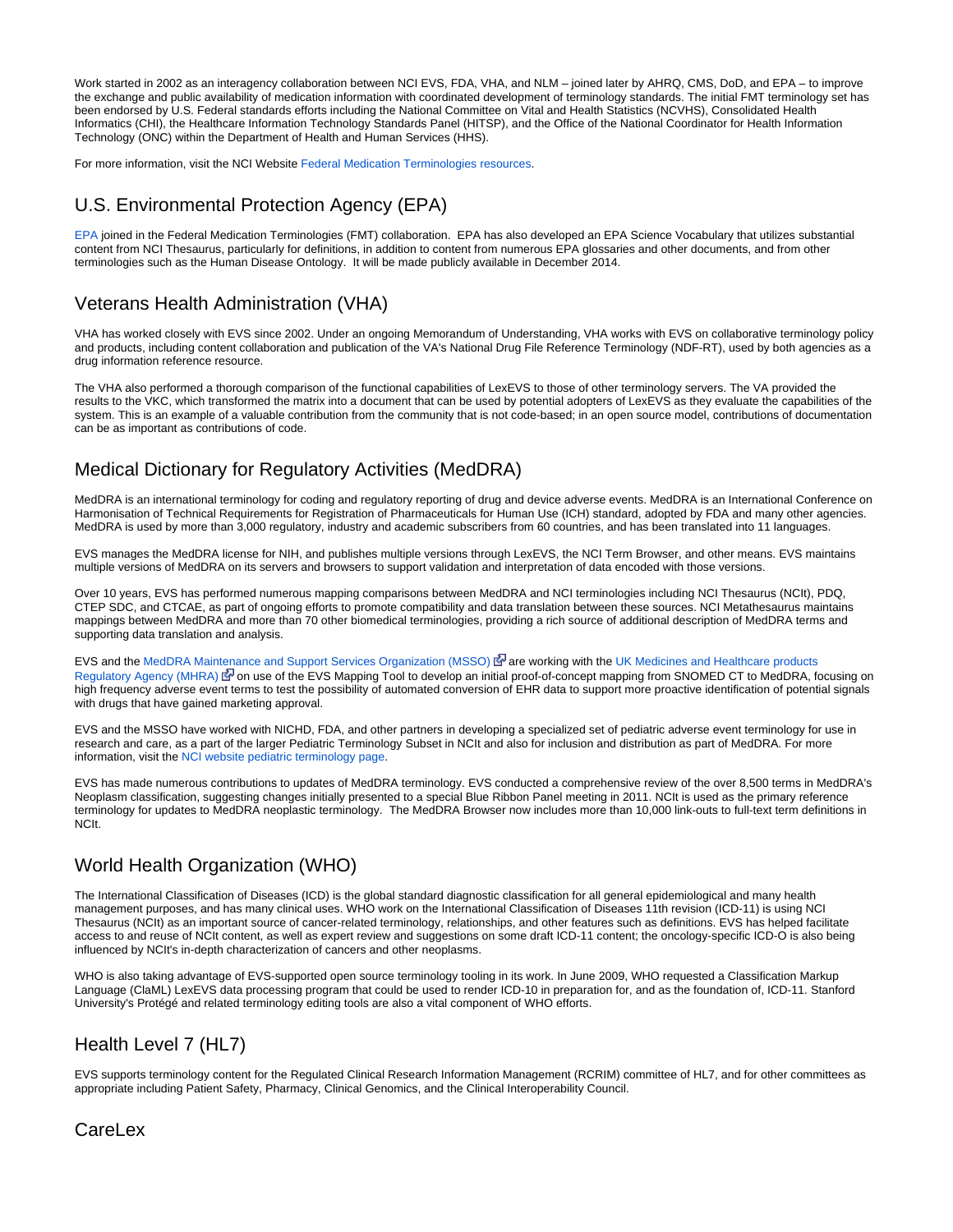Work started in 2002 as an interagency collaboration between NCI EVS, FDA, VHA, and NLM – joined later by AHRQ, CMS, DoD, and EPA – to improve the exchange and public availability of medication information with coordinated development of terminology standards. The initial FMT terminology set has been endorsed by U.S. Federal standards efforts including the National Committee on Vital and Health Statistics (NCVHS), Consolidated Health Informatics (CHI), the Healthcare Information Technology Standards Panel (HITSP), and the Office of the National Coordinator for Health Information Technology (ONC) within the Department of Health and Human Services (HHS).

For more information, visit the NCI Website Federal Medication Terminologies resources.

## U.S. Environmental Protection Agency (EPA)

EPA joined in the Federal Medication Terminologies (FMT) collaboration. EPA has also developed an EPA Science Vocabulary that utilizes substantial content from NCI Thesaurus, particularly for definitions, in addition to content from numerous EPA glossaries and other documents, and from other terminologies such as the Human Disease Ontology. It will be made publicly available in December 2014.

## Veterans Health Administration (VHA)

VHA has worked closely with EVS since 2002. Under an ongoing Memorandum of Understanding, VHA works with EVS on collaborative terminology policy and products, including content collaboration and publication of the VA's National Drug File Reference Terminology (NDF-RT), used by both agencies as a drug information reference resource.

The VHA also performed a thorough comparison of the functional capabilities of LexEVS to those of other terminology servers. The VA provided the results to the VKC, which transformed the matrix into a document that can be used by potential adopters of LexEVS as they evaluate the capabilities of the system. This is an example of a valuable contribution from the community that is not code-based; in an open source model, contributions of documentation can be as important as contributions of code.

## Medical Dictionary for Regulatory Activities (MedDRA)

MedDRA is an international terminology for coding and regulatory reporting of drug and device adverse events. MedDRA is an International Conference on Harmonisation of Technical Requirements for Registration of Pharmaceuticals for Human Use (ICH) standard, adopted by FDA and many other agencies. MedDRA is used by more than 3,000 regulatory, industry and academic subscribers from 60 countries, and has been translated into 11 languages.

EVS manages the MedDRA license for NIH, and publishes multiple versions through LexEVS, the NCI Term Browser, and other means. EVS maintains multiple versions of MedDRA on its servers and browsers to support validation and interpretation of data encoded with those versions.

Over 10 years, EVS has performed numerous mapping comparisons between MedDRA and NCI terminologies including NCI Thesaurus (NCIt), PDQ, CTEP SDC, and CTCAE, as part of ongoing efforts to promote compatibility and data translation between these sources. NCI Metathesaurus maintains mappings between MedDRA and more than 70 other biomedical terminologies, providing a rich source of additional description of MedDRA terms and supporting data translation and analysis.

EVS and the MedDRA Maintenance and Support Services Organization (MSSO) are working with the UK Medicines and Healthcare products Regulatory Agency (MHRA) on use of the EVS Mapping Tool to develop an initial proof-of-concept mapping from SNOMED CT to MedDRA, focusing on high frequency adverse event terms to test the possibility of automated conversion of EHR data to support more proactive identification of potential signals with drugs that have gained marketing approval.

EVS and the MSSO have worked with NICHD, FDA, and other partners in developing a specialized set of pediatric adverse event terminology for use in research and care, as a part of the larger Pediatric Terminology Subset in NCIt and also for inclusion and distribution as part of MedDRA. For more information, visit the NCI website pediatric terminology page.

EVS has made numerous contributions to updates of MedDRA terminology. EVS conducted a comprehensive review of the over 8,500 terms in MedDRA's Neoplasm classification, suggesting changes initially presented to a special Blue Ribbon Panel meeting in 2011. NCIt is used as the primary reference terminology for updates to MedDRA neoplastic terminology. The MedDRA Browser now includes more than 10,000 link-outs to full-text term definitions in NCIt.

## World Health Organization (WHO)

The International Classification of Diseases (ICD) is the global standard diagnostic classification for all general epidemiological and many health management purposes, and has many clinical uses. WHO work on the International Classification of Diseases 11th revision (ICD-11) is using NCI Thesaurus (NCIt) as an important source of cancer-related terminology, relationships, and other features such as definitions. EVS has helped facilitate access to and reuse of NCIt content, as well as expert review and suggestions on some draft ICD-11 content; the oncology-specific ICD-O is also being influenced by NCIt's in-depth characterization of cancers and other neoplasms.

WHO is also taking advantage of EVS-supported open source terminology tooling in its work. In June 2009, WHO requested a Classification Markup Language (ClaML) LexEVS data processing program that could be used to render ICD-10 in preparation for, and as the foundation of, ICD-11. Stanford University's Protégé and related terminology editing tools are also a vital component of WHO efforts.

## Health Level 7 (HL7)

EVS supports terminology content for the Regulated Clinical Research Information Management (RCRIM) committee of HL7, and for other committees as appropriate including Patient Safety, Pharmacy, Clinical Genomics, and the Clinical Interoperability Council.

## CareLex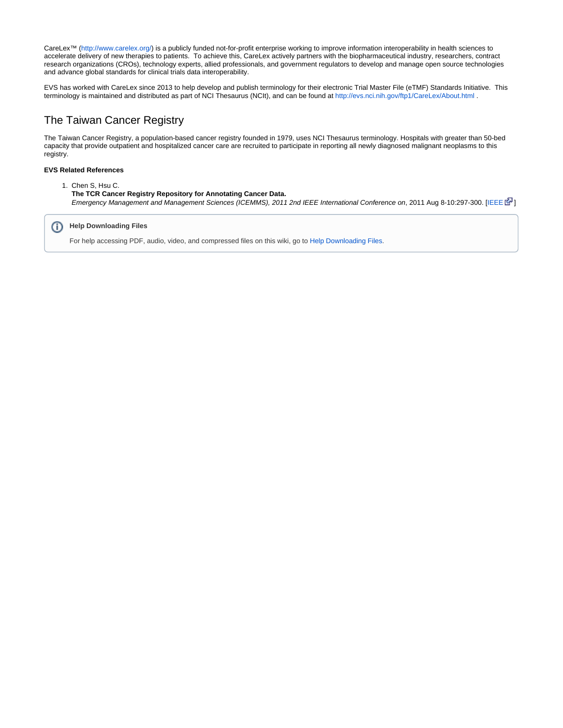CareLex™ (http://www.carelex.org/) is a publicly funded not-for-profit enterprise working to improve information interoperability in health sciences to accelerate delivery of new therapies to patients. To achieve this, CareLex actively partners with the biopharmaceutical industry, researchers, contract research organizations (CROs), technology experts, allied professionals, and government regulators to develop and manage open source technologies and advance global standards for clinical trials data interoperability.

EVS has worked with CareLex since 2013 to help develop and publish terminology for their electronic Trial Master File (eTMF) Standards Initiative. This terminology is maintained and distributed as part of NCI Thesaurus (NCIt), and can be found at http://evs.nci.nih.gov/ftp1/CareLex/About.html .

## The Taiwan Cancer Registry

The Taiwan Cancer Registry, a population-based cancer registry founded in 1979, uses NCI Thesaurus terminology. Hospitals with greater than 50-bed capacity that provide outpatient and hospitalized cancer care are recruited to participate in reporting all newly diagnosed malignant neoplasms to this registry.

**EVS Related References**

1. Chen S, Hsu C.
   **The TCR Cancer Registry Repository for Annotating Cancer Data.**
   *Emergency Management and Management Sciences (ICEMMS), 2011 2nd IEEE International Conference on*, 2011 Aug 8-10:297-300. [IEEE]

**Help Downloading Files**

For help accessing PDF, audio, video, and compressed files on this wiki, go to Help Downloading Files.